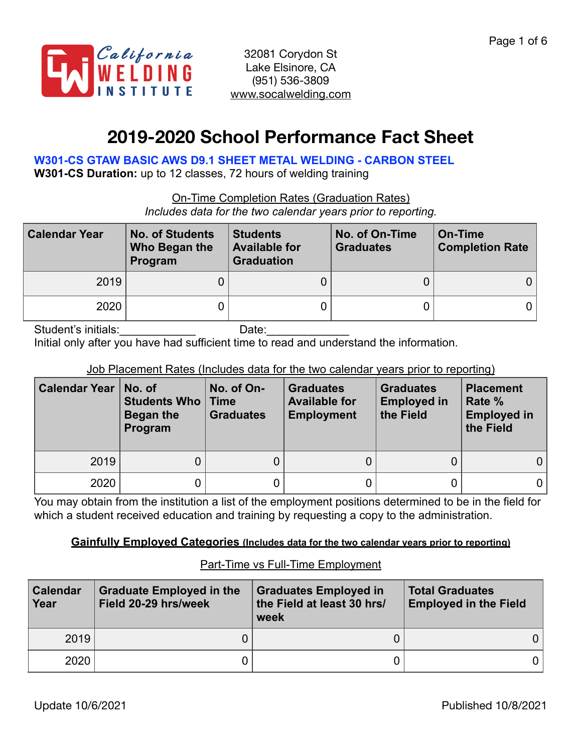California WELDING INSTITUTE

32081 Corydon St
Lake Elsinore, CA
(951) 536-3809
www.socalwelding.com

# 2019-2020 School Performance Fact Sheet

**W301-CS GTAW BASIC AWS D9.1 SHEET METAL WELDING - CARBON STEEL**

**W301-CS Duration:** up to 12 classes, 72 hours of welding training

On-Time Completion Rates (Graduation Rates)

*Includes data for the two calendar years prior to reporting.*

| Calendar Year | No. of Students Who Began the Program | Students Available for Graduation | No. of On-Time Graduates | On-Time Completion Rate |
|---|---|---|---|---|
| 2019 | 0 | 0 | 0 | 0 |
| 2020 | 0 | 0 | 0 | 0 |

Student's initials:____________ Date:_____________

Initial only after you have had sufficient time to read and understand the information.

Job Placement Rates (Includes data for the two calendar years prior to reporting)

| Calendar Year | No. of Students Who Began the Program | No. of On-Time Graduates | Graduates Available for Employment | Graduates Employed in the Field | Placement Rate % Employed in the Field |
|---|---|---|---|---|---|
| 2019 | 0 | 0 | 0 | 0 | 0 |
| 2020 | 0 | 0 | 0 | 0 | 0 |

You may obtain from the institution a list of the employment positions determined to be in the field for which a student received education and training by requesting a copy to the administration.

**Gainfully Employed Categories (Includes data for the two calendar years prior to reporting)**

Part-Time vs Full-Time Employment

| Calendar Year | Graduate Employed in the Field 20-29 hrs/week | Graduates Employed in the Field at least 30 hrs/week | Total Graduates Employed in the Field |
|---|---|---|---|
| 2019 | 0 | 0 | 0 |
| 2020 | 0 | 0 | 0 |

Update 10/6/2021 Published 10/8/2021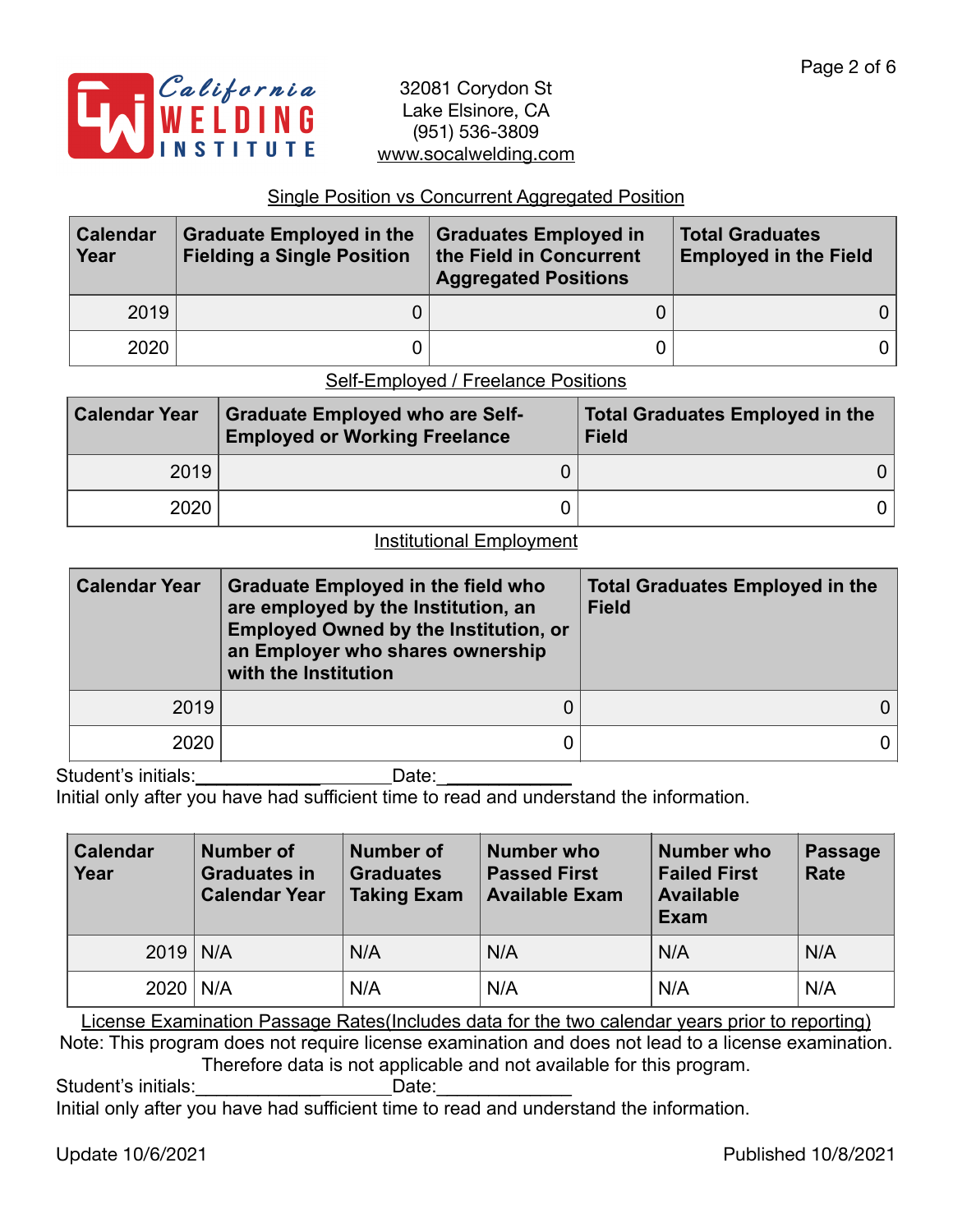California Welding Institute

32081 Corydon St
Lake Elsinore, CA
(951) 536-3809
www.socalwelding.com

Single Position vs Concurrent Aggregated Position

| Calendar Year | Graduate Employed in the Fielding a Single Position | Graduates Employed in the Field in Concurrent Aggregated Positions | Total Graduates Employed in the Field |
|---|---|---|---|
| 2019 | 0 | 0 | 0 |
| 2020 | 0 | 0 | 0 |

Self-Employed / Freelance Positions

| Calendar Year | Graduate Employed who are Self-Employed or Working Freelance | Total Graduates Employed in the Field |
|---|---|---|
| 2019 | 0 | 0 |
| 2020 | 0 | 0 |

Institutional Employment

| Calendar Year | Graduate Employed in the field who are employed by the Institution, an Employed Owned by the Institution, or an Employer who shares ownership with the Institution | Total Graduates Employed in the Field |
|---|---|---|
| 2019 | 0 | 0 |
| 2020 | 0 | 0 |

Student's initials:____________________Date:_____________
Initial only after you have had sufficient time to read and understand the information.

| Calendar Year | Number of Graduates in Calendar Year | Number of Graduates Taking Exam | Number who Passed First Available Exam | Number who Failed First Available Exam | Passage Rate |
|---|---|---|---|---|---|
| 2019 | N/A | N/A | N/A | N/A | N/A |
| 2020 | N/A | N/A | N/A | N/A | N/A |

License Examination Passage Rates(Includes data for the two calendar years prior to reporting)

Note: This program does not require license examination and does not lead to a license examination. Therefore data is not applicable and not available for this program.

Student's initials:____________________Date:_____________
Initial only after you have had sufficient time to read and understand the information.

Update 10/6/2021 Published 10/8/2021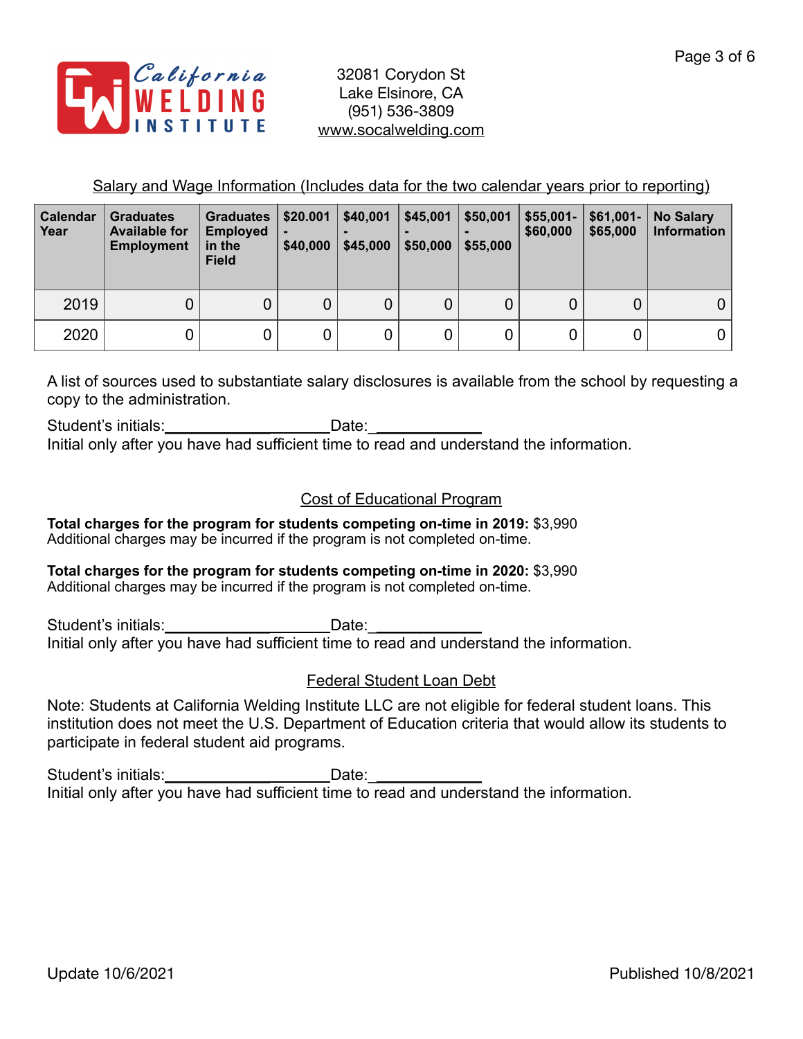California WELDING INSTITUTE

32081 Corydon St
Lake Elsinore, CA
(951) 536-3809
www.socalwelding.com

## Salary and Wage Information (Includes data for the two calendar years prior to reporting)

| Calendar Year | Graduates Available for Employment | Graduates Employed in the Field | $20.001 - $40,000 | $40,001 - $45,000 | $45,001 - $50,000 | $50,001 - $55,000 | $55,001-$60,000 | $61,001-$65,000 | No Salary Information |
|---|---|---|---|---|---|---|---|---|---|
| 2019 | 0 | 0 | 0 | 0 | 0 | 0 | 0 | 0 | 0 |
| 2020 | 0 | 0 | 0 | 0 | 0 | 0 | 0 | 0 | 0 |

A list of sources used to substantiate salary disclosures is available from the school by requesting a copy to the administration.

Student's initials:___________________Date:____________
Initial only after you have had sufficient time to read and understand the information.

## Cost of Educational Program

**Total charges for the program for students competing on-time in 2019:** $3,990
Additional charges may be incurred if the program is not completed on-time.

**Total charges for the program for students competing on-time in 2020:** $3,990
Additional charges may be incurred if the program is not completed on-time.

Student's initials:___________________Date:____________
Initial only after you have had sufficient time to read and understand the information.

## Federal Student Loan Debt

Note: Students at California Welding Institute LLC are not eligible for federal student loans. This institution does not meet the U.S. Department of Education criteria that would allow its students to participate in federal student aid programs.

Student's initials:___________________Date:____________
Initial only after you have had sufficient time to read and understand the information.

Update 10/6/2021 Published 10/8/2021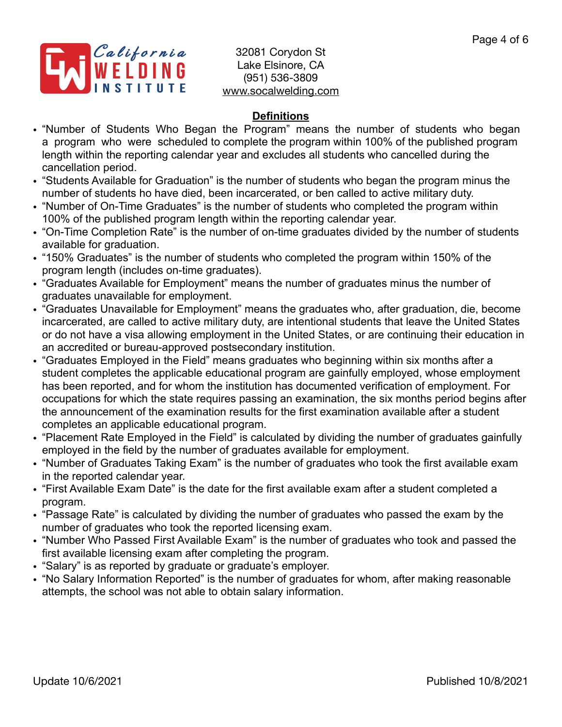32081 Corydon St
Lake Elsinore, CA
(951) 536-3809
www.socalwelding.com

## Definitions

- "Number of Students Who Began the Program" means the number of students who began a program who were scheduled to complete the program within 100% of the published program length within the reporting calendar year and excludes all students who cancelled during the cancellation period.
- "Students Available for Graduation" is the number of students who began the program minus the number of students ho have died, been incarcerated, or ben called to active military duty.
- "Number of On-Time Graduates" is the number of students who completed the program within 100% of the published program length within the reporting calendar year.
- "On-Time Completion Rate" is the number of on-time graduates divided by the number of students available for graduation.
- "150% Graduates" is the number of students who completed the program within 150% of the program length (includes on-time graduates).
- "Graduates Available for Employment" means the number of graduates minus the number of graduates unavailable for employment.
- "Graduates Unavailable for Employment" means the graduates who, after graduation, die, become incarcerated, are called to active military duty, are intentional students that leave the United States or do not have a visa allowing employment in the United States, or are continuing their education in an accredited or bureau-approved postsecondary institution.
- "Graduates Employed in the Field" means graduates who beginning within six months after a student completes the applicable educational program are gainfully employed, whose employment has been reported, and for whom the institution has documented verification of employment. For occupations for which the state requires passing an examination, the six months period begins after the announcement of the examination results for the first examination available after a student completes an applicable educational program.
- "Placement Rate Employed in the Field" is calculated by dividing the number of graduates gainfully employed in the field by the number of graduates available for employment.
- "Number of Graduates Taking Exam" is the number of graduates who took the first available exam in the reported calendar year.
- "First Available Exam Date" is the date for the first available exam after a student completed a program.
- "Passage Rate" is calculated by dividing the number of graduates who passed the exam by the number of graduates who took the reported licensing exam.
- "Number Who Passed First Available Exam" is the number of graduates who took and passed the first available licensing exam after completing the program.
- "Salary" is as reported by graduate or graduate's employer.
- "No Salary Information Reported" is the number of graduates for whom, after making reasonable attempts, the school was not able to obtain salary information.

Update 10/6/2021 | Published 10/8/2021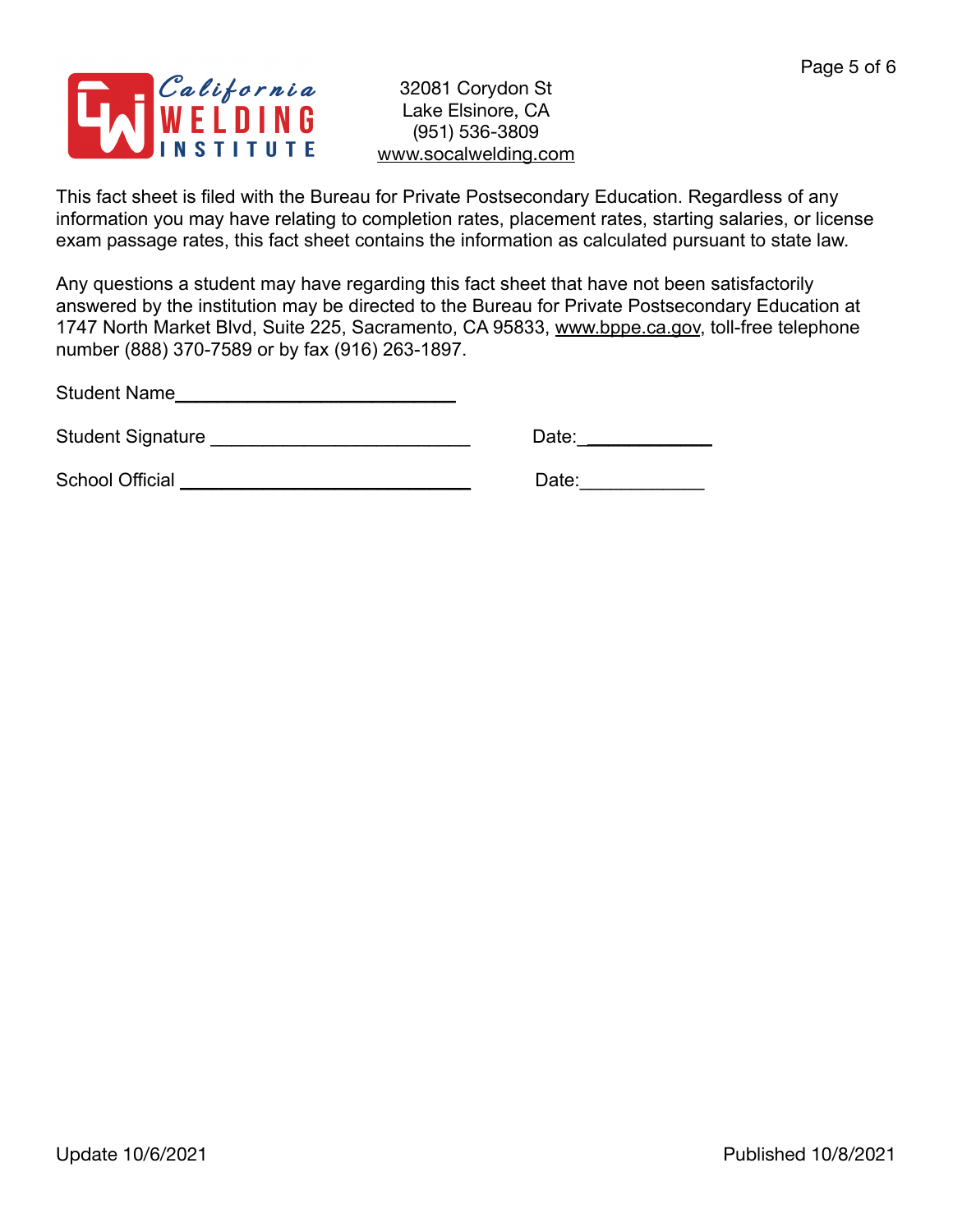32081 Corydon St
Lake Elsinore, CA
(951) 536-3809
www.socalwelding.com

This fact sheet is filed with the Bureau for Private Postsecondary Education. Regardless of any information you may have relating to completion rates, placement rates, starting salaries, or license exam passage rates, this fact sheet contains the information as calculated pursuant to state law.

Any questions a student may have regarding this fact sheet that have not been satisfactorily answered by the institution may be directed to the Bureau for Private Postsecondary Education at 1747 North Market Blvd, Suite 225, Sacramento, CA 95833, www.bppe.ca.gov, toll-free telephone number (888) 370-7589 or by fax (916) 263-1897.

Student Name___________________________

Student Signature ________________________ Date:____________

School Official ____________________________ Date:____________

Update 10/6/2021 Published 10/8/2021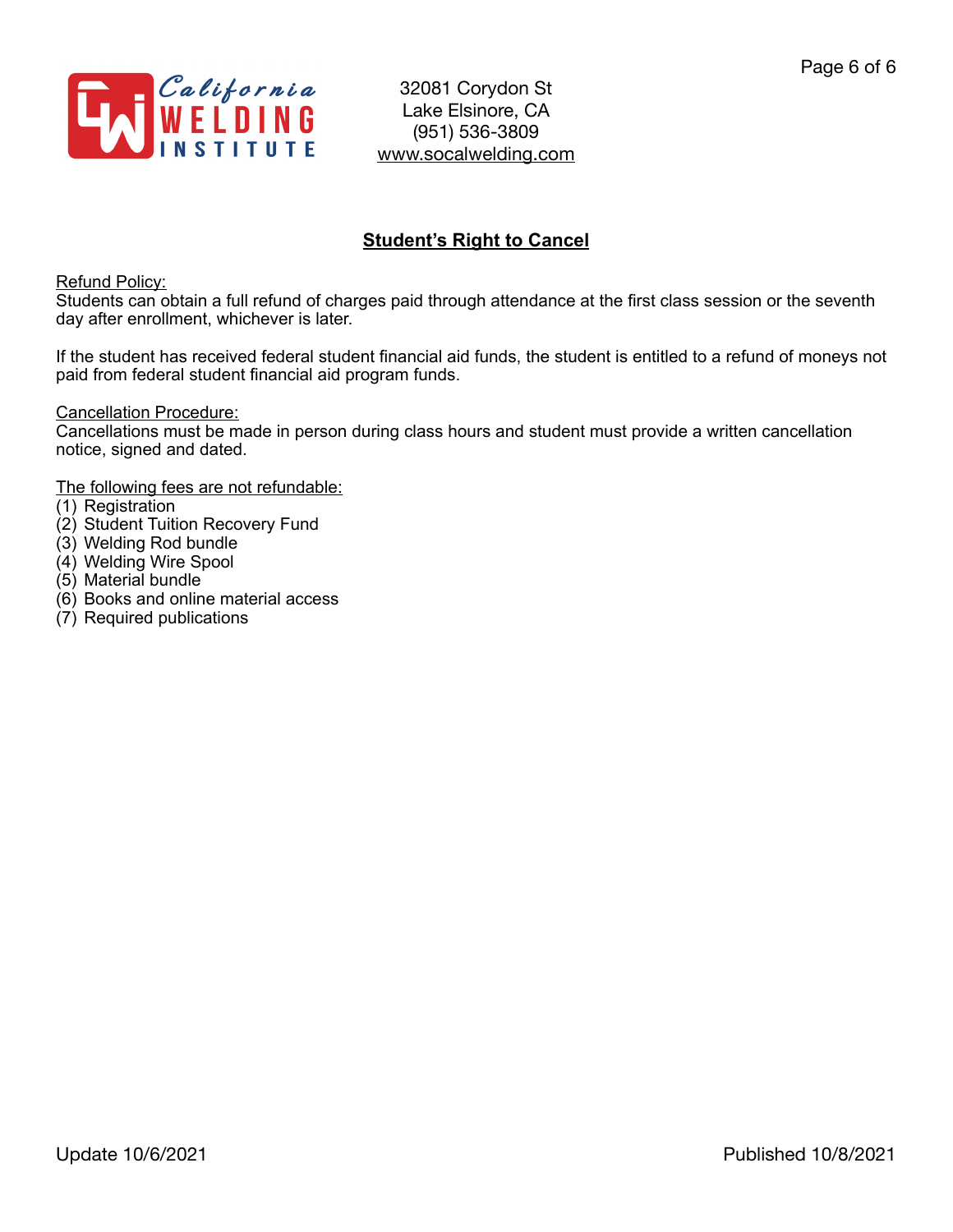32081 Corydon St
Lake Elsinore, CA
(951) 536-3809
www.socalwelding.com

## Student's Right to Cancel

Refund Policy:
Students can obtain a full refund of charges paid through attendance at the first class session or the seventh day after enrollment, whichever is later.

If the student has received federal student financial aid funds, the student is entitled to a refund of moneys not paid from federal student financial aid program funds.

Cancellation Procedure:
Cancellations must be made in person during class hours and student must provide a written cancellation notice, signed and dated.

The following fees are not refundable:
(1) Registration
(2) Student Tuition Recovery Fund
(3) Welding Rod bundle
(4) Welding Wire Spool
(5) Material bundle
(6) Books and online material access
(7) Required publications

Update 10/6/2021

Published 10/8/2021